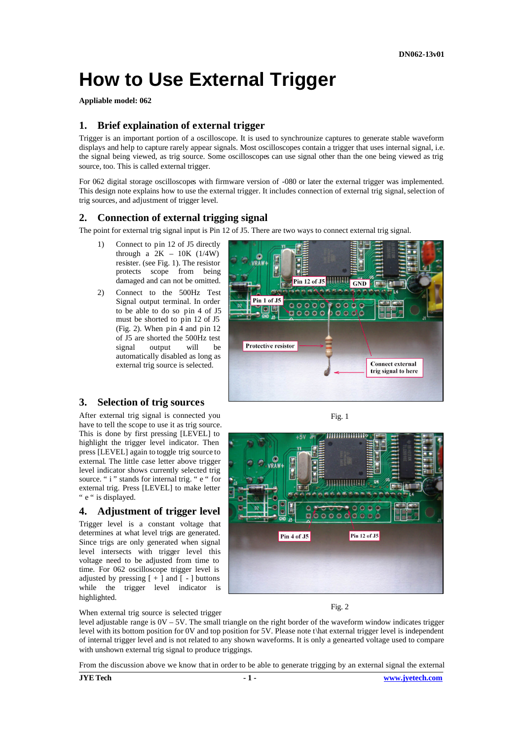# How to Use External Trigger

**Appliable model: 062**

## 1. Brief explaination of external trigger

Trigger is an important portion of a oscilloscope. It is used to synchrounize captures to generate stable waveform displays and help to capture rarely appear signals. Most oscilloscopes contain a trigger that uses internal signal, i.e. the signal being viewed, as trig source. Some oscilloscopes can use signal other than the one being viewed as trig source, too. This is called external trigger.

For 062 digital storage oscilloscopes with firmware version of -080 or later the external trigger was implemented. This design note explains how to use the external trigger. It includes connection of external trig signal, selection of trig sources, and adjustment of trigger level.

## 2. Connection of external trigging signal

The point for external trig signal input is Pin 12 of J5. There are two ways to connect external trig signal.

1) Connect to pin 12 of J5 directly through a 2K – 10K (1/4W) resister. (see Fig. 1). The resistor protects scope from being damaged and can not be omitted.
2) Connect to the 500Hz Test Signal output terminal. In order to be able to do so pin 4 of J5 must be shorted to pin 12 of J5 (Fig. 2). When pin 4 and pin 12 of J5 are shorted the 500Hz test signal output will be automatically disabled as long as external trig source is selected.

Fig. 1

Fig. 2

## 3. Selection of trig sources

After external trig signal is connected you have to tell the scope to use it as trig source. This is done by first pressing [LEVEL] to highlight the trigger level indicator. Then press [LEVEL] again to toggle trig source to external. The little case letter above trigger level indicator shows currently selected trig source. " i " stands for internal trig. " e " for external trig. Press [LEVEL] to make letter " e " is displayed.

## 4. Adjustment of trigger level

Trigger level is a constant voltage that determines at what level trigs are generated. Since trigs are only generated when signal level intersects with trigger level this voltage need to be adjusted from time to time. For 062 oscilloscope trigger level is adjusted by pressing [ + ] and [ - ] buttons while the trigger level indicator is highlighted.

When external trig source is selected trigger level adjustable range is 0V – 5V. The small triangle on the right border of the waveform window indicates trigger level with its bottom position for 0V and top position for 5V. Please note t\hat external trigger level is independent of internal trigger level and is not related to any shown waveforms. It is only a genearted voltage used to compare with unshown external trig signal to produce triggings.

From the discussion above we know that in order to be able to generate trigging by an external signal the external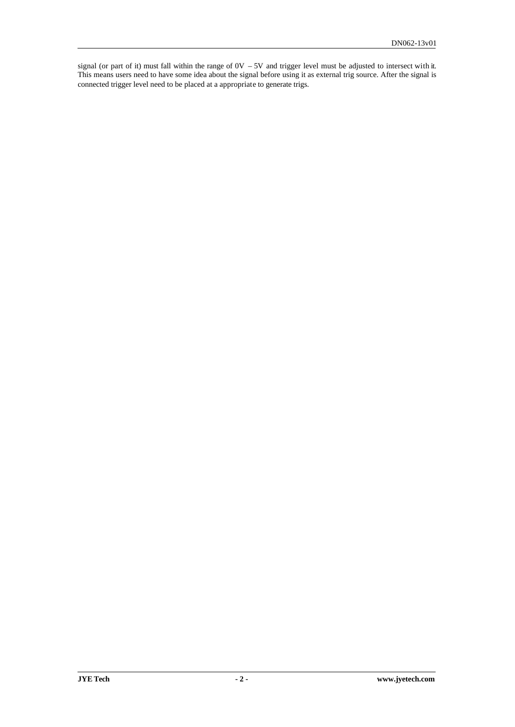signal (or part of it) must fall within the range of 0V – 5V and trigger level must be adjusted to intersect with it. This means users need to have some idea about the signal before using it as external trig source. After the signal is connected trigger level need to be placed at a appropriate to generate trigs.